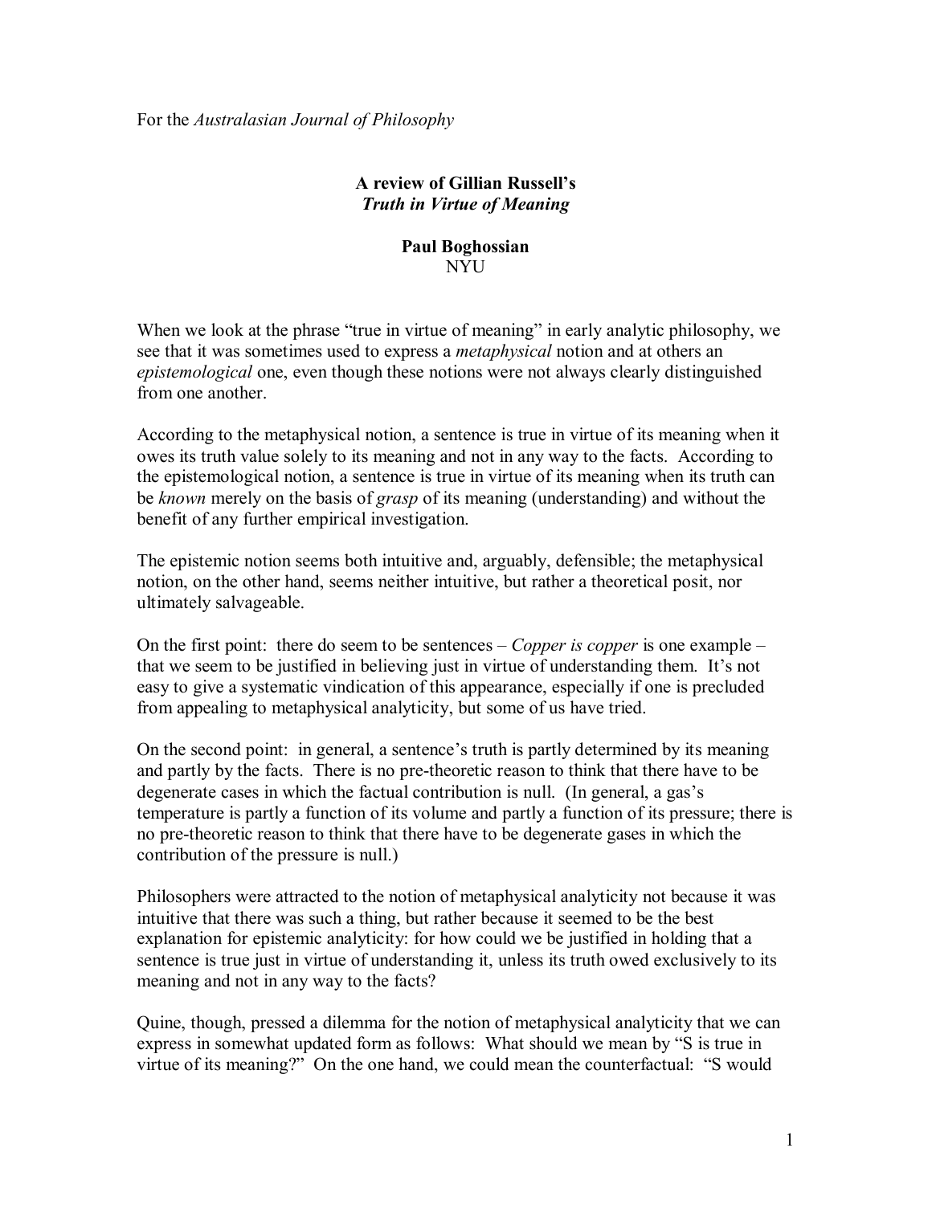For the *Australasian Journal of Philosophy*

**A review of Gillian Russell's**
***Truth in Virtue of Meaning***

**Paul Boghossian**
NYU

When we look at the phrase "true in virtue of meaning" in early analytic philosophy, we see that it was sometimes used to express a *metaphysical* notion and at others an *epistemological* one, even though these notions were not always clearly distinguished from one another.

According to the metaphysical notion, a sentence is true in virtue of its meaning when it owes its truth value solely to its meaning and not in any way to the facts. According to the epistemological notion, a sentence is true in virtue of its meaning when its truth can be *known* merely on the basis of *grasp* of its meaning (understanding) and without the benefit of any further empirical investigation.

The epistemic notion seems both intuitive and, arguably, defensible; the metaphysical notion, on the other hand, seems neither intuitive, but rather a theoretical posit, nor ultimately salvageable.

On the first point: there do seem to be sentences – *Copper is copper* is one example – that we seem to be justified in believing just in virtue of understanding them. It's not easy to give a systematic vindication of this appearance, especially if one is precluded from appealing to metaphysical analyticity, but some of us have tried.

On the second point: in general, a sentence's truth is partly determined by its meaning and partly by the facts. There is no pre-theoretic reason to think that there have to be degenerate cases in which the factual contribution is null. (In general, a gas's temperature is partly a function of its volume and partly a function of its pressure; there is no pre-theoretic reason to think that there have to be degenerate gases in which the contribution of the pressure is null.)

Philosophers were attracted to the notion of metaphysical analyticity not because it was intuitive that there was such a thing, but rather because it seemed to be the best explanation for epistemic analyticity: for how could we be justified in holding that a sentence is true just in virtue of understanding it, unless its truth owed exclusively to its meaning and not in any way to the facts?

Quine, though, pressed a dilemma for the notion of metaphysical analyticity that we can express in somewhat updated form as follows: What should we mean by "S is true in virtue of its meaning?" On the one hand, we could mean the counterfactual: "S would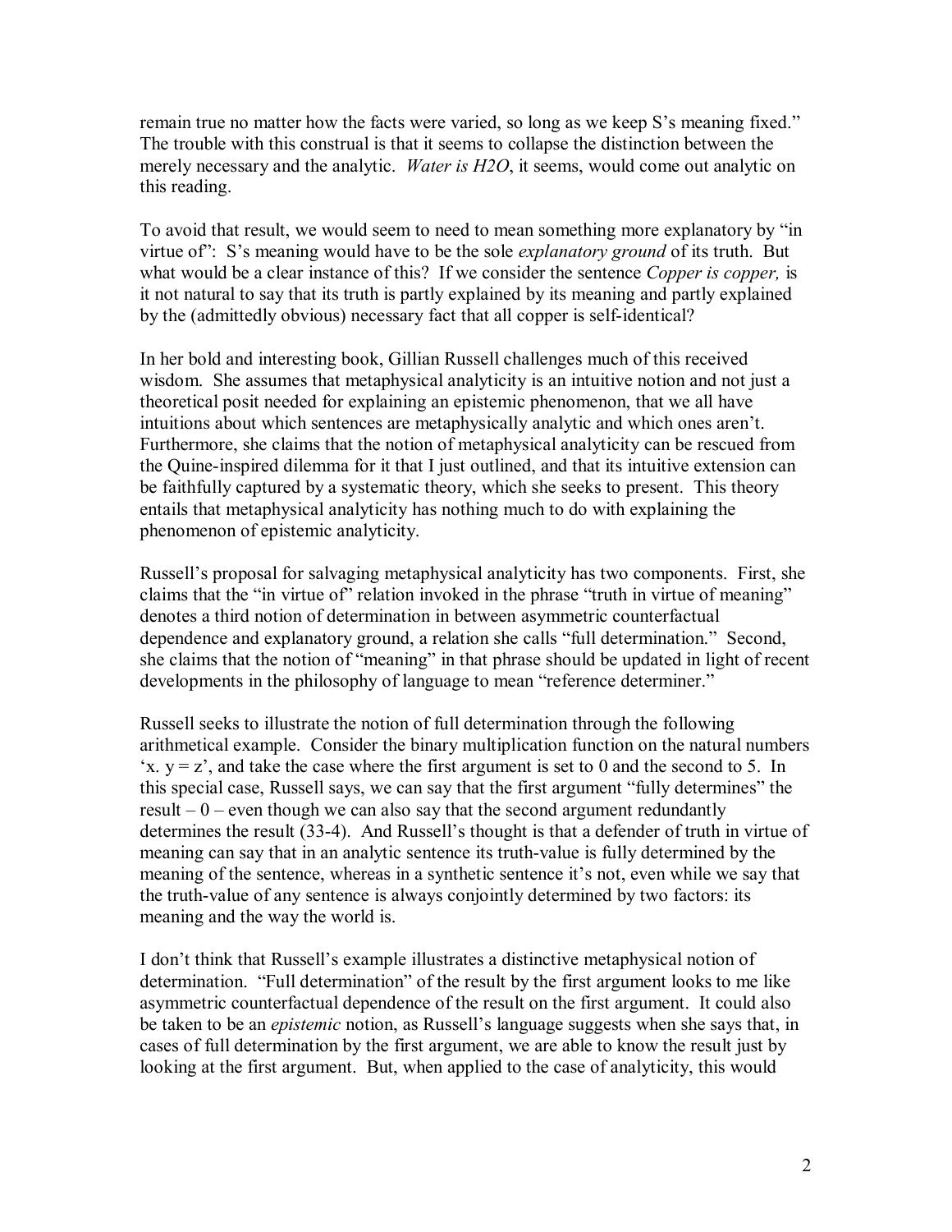remain true no matter how the facts were varied, so long as we keep S's meaning fixed." The trouble with this construal is that it seems to collapse the distinction between the merely necessary and the analytic. *Water is H2O*, it seems, would come out analytic on this reading.

To avoid that result, we would seem to need to mean something more explanatory by "in virtue of": S's meaning would have to be the sole *explanatory ground* of its truth. But what would be a clear instance of this? If we consider the sentence *Copper is copper,* is it not natural to say that its truth is partly explained by its meaning and partly explained by the (admittedly obvious) necessary fact that all copper is self-identical?

In her bold and interesting book, Gillian Russell challenges much of this received wisdom. She assumes that metaphysical analyticity is an intuitive notion and not just a theoretical posit needed for explaining an epistemic phenomenon, that we all have intuitions about which sentences are metaphysically analytic and which ones aren't. Furthermore, she claims that the notion of metaphysical analyticity can be rescued from the Quine-inspired dilemma for it that I just outlined, and that its intuitive extension can be faithfully captured by a systematic theory, which she seeks to present. This theory entails that metaphysical analyticity has nothing much to do with explaining the phenomenon of epistemic analyticity.

Russell's proposal for salvaging metaphysical analyticity has two components. First, she claims that the "in virtue of" relation invoked in the phrase "truth in virtue of meaning" denotes a third notion of determination in between asymmetric counterfactual dependence and explanatory ground, a relation she calls "full determination." Second, she claims that the notion of "meaning" in that phrase should be updated in light of recent developments in the philosophy of language to mean "reference determiner."

Russell seeks to illustrate the notion of full determination through the following arithmetical example. Consider the binary multiplication function on the natural numbers '$x. y = z$', and take the case where the first argument is set to 0 and the second to 5. In this special case, Russell says, we can say that the first argument "fully determines" the result – 0 – even though we can also say that the second argument redundantly determines the result (33-4). And Russell's thought is that a defender of truth in virtue of meaning can say that in an analytic sentence its truth-value is fully determined by the meaning of the sentence, whereas in a synthetic sentence it's not, even while we say that the truth-value of any sentence is always conjointly determined by two factors: its meaning and the way the world is.

I don't think that Russell's example illustrates a distinctive metaphysical notion of determination. "Full determination" of the result by the first argument looks to me like asymmetric counterfactual dependence of the result on the first argument. It could also be taken to be an *epistemic* notion, as Russell's language suggests when she says that, in cases of full determination by the first argument, we are able to know the result just by looking at the first argument. But, when applied to the case of analyticity, this would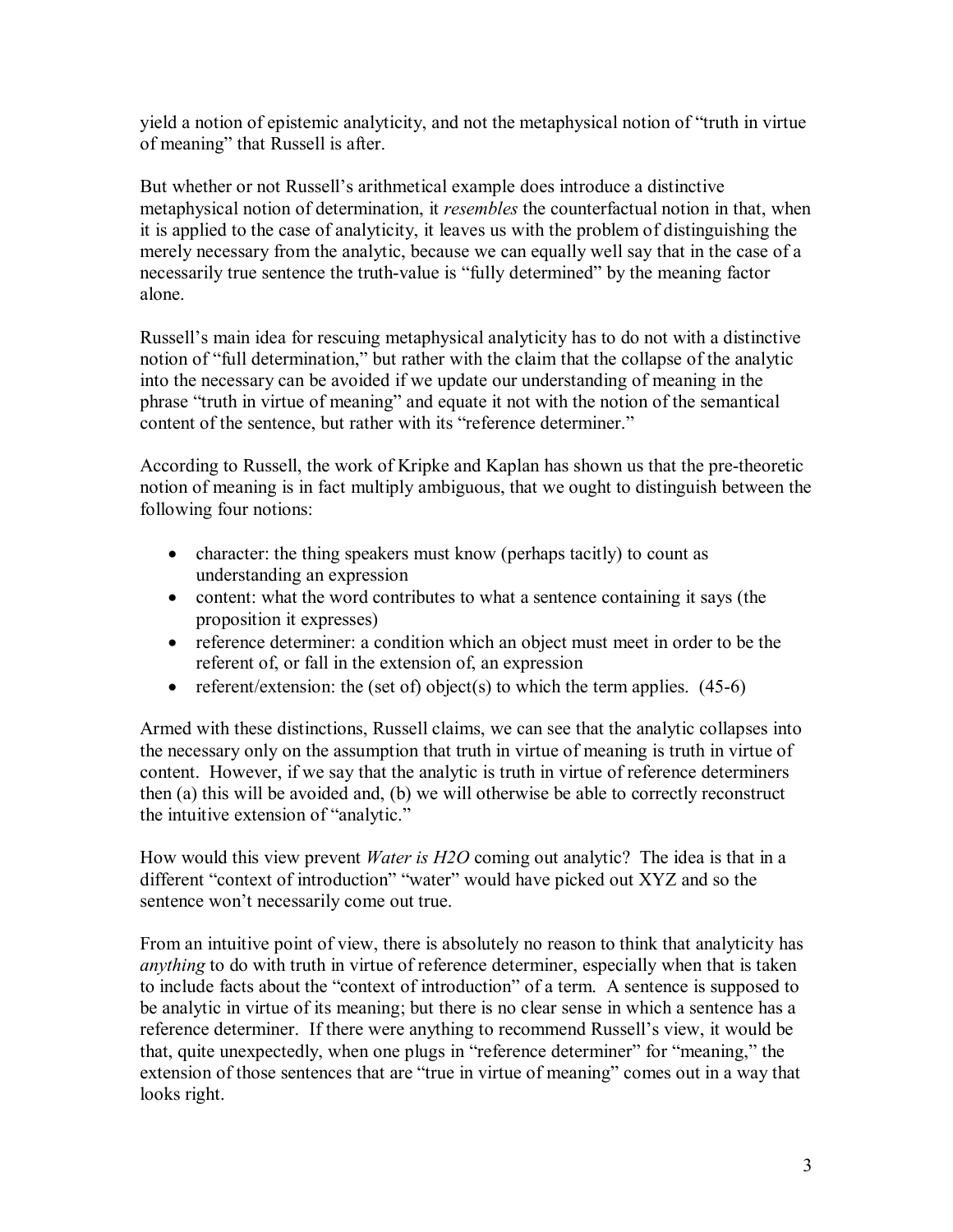yield a notion of epistemic analyticity, and not the metaphysical notion of "truth in virtue of meaning" that Russell is after.

But whether or not Russell's arithmetical example does introduce a distinctive metaphysical notion of determination, it *resembles* the counterfactual notion in that, when it is applied to the case of analyticity, it leaves us with the problem of distinguishing the merely necessary from the analytic, because we can equally well say that in the case of a necessarily true sentence the truth-value is "fully determined" by the meaning factor alone.

Russell's main idea for rescuing metaphysical analyticity has to do not with a distinctive notion of "full determination," but rather with the claim that the collapse of the analytic into the necessary can be avoided if we update our understanding of meaning in the phrase "truth in virtue of meaning" and equate it not with the notion of the semantical content of the sentence, but rather with its "reference determiner."

According to Russell, the work of Kripke and Kaplan has shown us that the pre-theoretic notion of meaning is in fact multiply ambiguous, that we ought to distinguish between the following four notions:

- character: the thing speakers must know (perhaps tacitly) to count as understanding an expression
- content: what the word contributes to what a sentence containing it says (the proposition it expresses)
- reference determiner: a condition which an object must meet in order to be the referent of, or fall in the extension of, an expression
- referent/extension: the (set of) object(s) to which the term applies. (45-6)

Armed with these distinctions, Russell claims, we can see that the analytic collapses into the necessary only on the assumption that truth in virtue of meaning is truth in virtue of content. However, if we say that the analytic is truth in virtue of reference determiners then (a) this will be avoided and, (b) we will otherwise be able to correctly reconstruct the intuitive extension of "analytic."

How would this view prevent *Water is H2O* coming out analytic? The idea is that in a different "context of introduction" "water" would have picked out XYZ and so the sentence won't necessarily come out true.

From an intuitive point of view, there is absolutely no reason to think that analyticity has *anything* to do with truth in virtue of reference determiner, especially when that is taken to include facts about the "context of introduction" of a term. A sentence is supposed to be analytic in virtue of its meaning; but there is no clear sense in which a sentence has a reference determiner. If there were anything to recommend Russell's view, it would be that, quite unexpectedly, when one plugs in "reference determiner" for "meaning," the extension of those sentences that are "true in virtue of meaning" comes out in a way that looks right.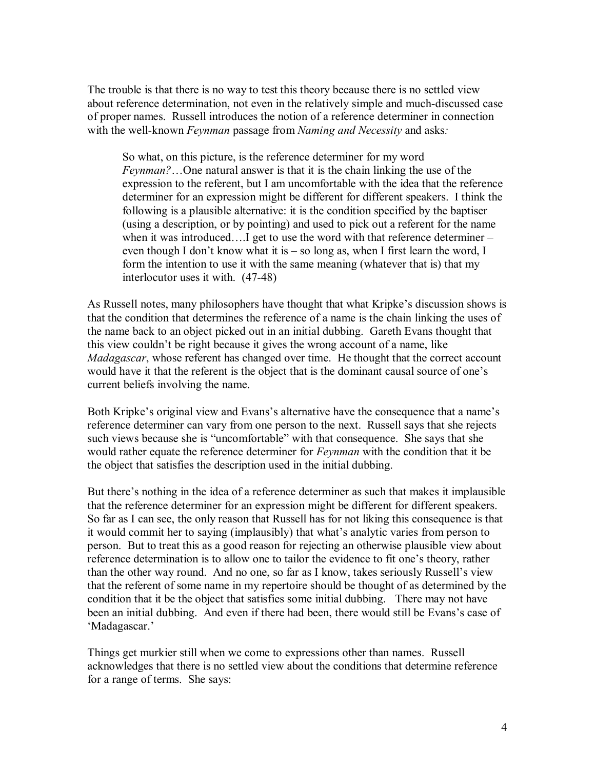The trouble is that there is no way to test this theory because there is no settled view about reference determination, not even in the relatively simple and much-discussed case of proper names. Russell introduces the notion of a reference determiner in connection with the well-known *Feynman* passage from *Naming and Necessity* and asks*:*

> So what, on this picture, is the reference determiner for my word *Feynman?*…One natural answer is that it is the chain linking the use of the expression to the referent, but I am uncomfortable with the idea that the reference determiner for an expression might be different for different speakers. I think the following is a plausible alternative: it is the condition specified by the baptiser (using a description, or by pointing) and used to pick out a referent for the name when it was introduced….I get to use the word with that reference determiner – even though I don't know what it is – so long as, when I first learn the word, I form the intention to use it with the same meaning (whatever that is) that my interlocutor uses it with. (47-48)

As Russell notes, many philosophers have thought that what Kripke's discussion shows is that the condition that determines the reference of a name is the chain linking the uses of the name back to an object picked out in an initial dubbing. Gareth Evans thought that this view couldn't be right because it gives the wrong account of a name, like *Madagascar*, whose referent has changed over time. He thought that the correct account would have it that the referent is the object that is the dominant causal source of one's current beliefs involving the name.

Both Kripke's original view and Evans's alternative have the consequence that a name's reference determiner can vary from one person to the next. Russell says that she rejects such views because she is "uncomfortable" with that consequence. She says that she would rather equate the reference determiner for *Feynman* with the condition that it be the object that satisfies the description used in the initial dubbing.

But there's nothing in the idea of a reference determiner as such that makes it implausible that the reference determiner for an expression might be different for different speakers. So far as I can see, the only reason that Russell has for not liking this consequence is that it would commit her to saying (implausibly) that what's analytic varies from person to person. But to treat this as a good reason for rejecting an otherwise plausible view about reference determination is to allow one to tailor the evidence to fit one's theory, rather than the other way round. And no one, so far as I know, takes seriously Russell's view that the referent of some name in my repertoire should be thought of as determined by the condition that it be the object that satisfies some initial dubbing. There may not have been an initial dubbing. And even if there had been, there would still be Evans's case of 'Madagascar.'

Things get murkier still when we come to expressions other than names. Russell acknowledges that there is no settled view about the conditions that determine reference for a range of terms. She says: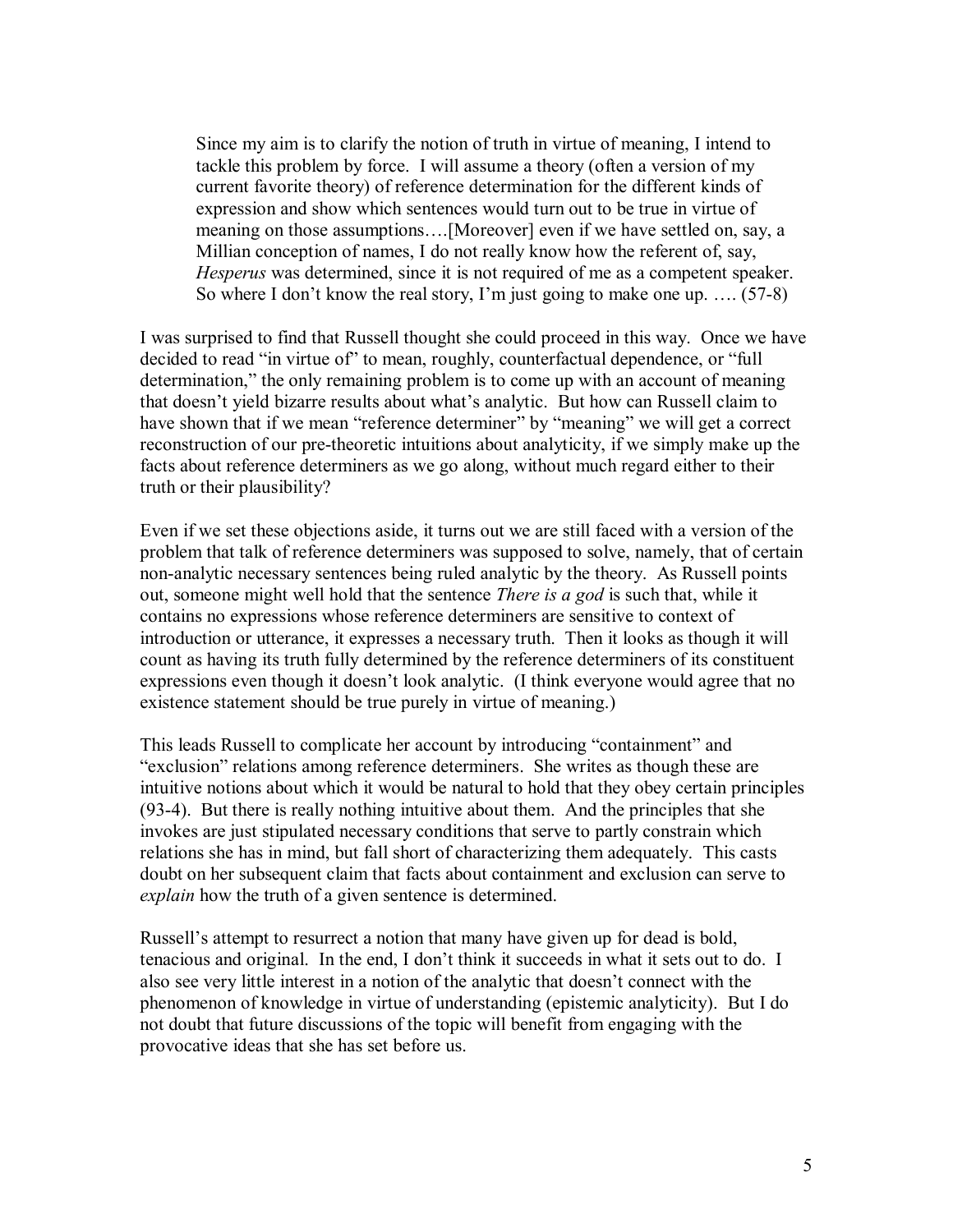> Since my aim is to clarify the notion of truth in virtue of meaning, I intend to tackle this problem by force. I will assume a theory (often a version of my current favorite theory) of reference determination for the different kinds of expression and show which sentences would turn out to be true in virtue of meaning on those assumptions….[Moreover] even if we have settled on, say, a Millian conception of names, I do not really know how the referent of, say, *Hesperus* was determined, since it is not required of me as a competent speaker. So where I don't know the real story, I'm just going to make one up. …. (57-8)

I was surprised to find that Russell thought she could proceed in this way. Once we have decided to read "in virtue of" to mean, roughly, counterfactual dependence, or "full determination," the only remaining problem is to come up with an account of meaning that doesn't yield bizarre results about what's analytic. But how can Russell claim to have shown that if we mean "reference determiner" by "meaning" we will get a correct reconstruction of our pre-theoretic intuitions about analyticity, if we simply make up the facts about reference determiners as we go along, without much regard either to their truth or their plausibility?

Even if we set these objections aside, it turns out we are still faced with a version of the problem that talk of reference determiners was supposed to solve, namely, that of certain non-analytic necessary sentences being ruled analytic by the theory. As Russell points out, someone might well hold that the sentence *There is a god* is such that, while it contains no expressions whose reference determiners are sensitive to context of introduction or utterance, it expresses a necessary truth. Then it looks as though it will count as having its truth fully determined by the reference determiners of its constituent expressions even though it doesn't look analytic. (I think everyone would agree that no existence statement should be true purely in virtue of meaning.)

This leads Russell to complicate her account by introducing "containment" and "exclusion" relations among reference determiners. She writes as though these are intuitive notions about which it would be natural to hold that they obey certain principles (93-4). But there is really nothing intuitive about them. And the principles that she invokes are just stipulated necessary conditions that serve to partly constrain which relations she has in mind, but fall short of characterizing them adequately. This casts doubt on her subsequent claim that facts about containment and exclusion can serve to *explain* how the truth of a given sentence is determined.

Russell's attempt to resurrect a notion that many have given up for dead is bold, tenacious and original. In the end, I don't think it succeeds in what it sets out to do. I also see very little interest in a notion of the analytic that doesn't connect with the phenomenon of knowledge in virtue of understanding (epistemic analyticity). But I do not doubt that future discussions of the topic will benefit from engaging with the provocative ideas that she has set before us.